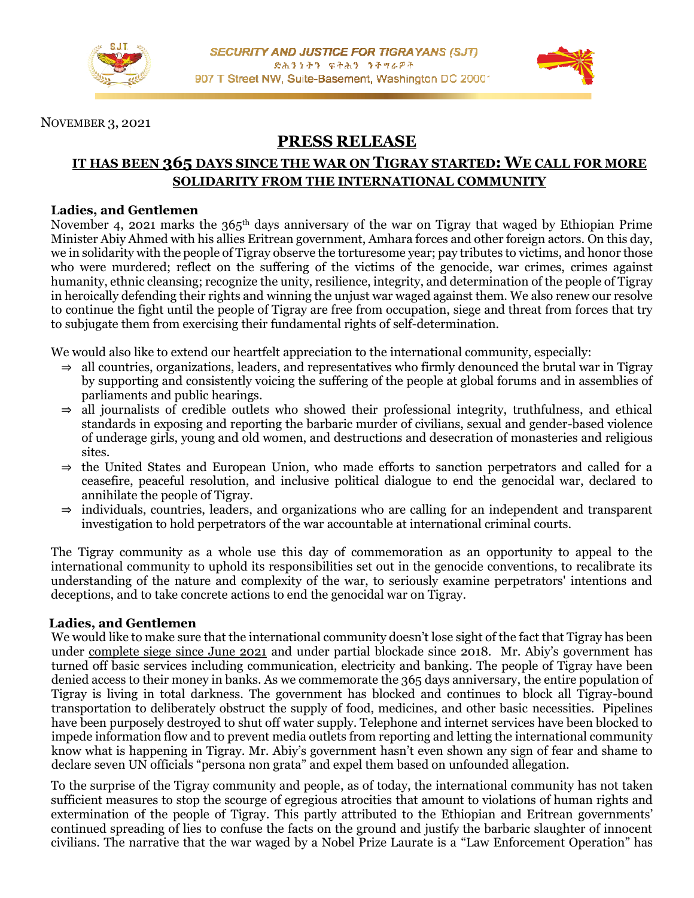**SECURITY AND JUSTICE FOR TIGRAYANS (SJT)**

ድሕንነትን ፍትሕን ንተጋሩ

907 T Street NW, Suite-Basement, Washington DC 20001

NOVEMBER 3, 2021

# PRESS RELEASE

## IT HAS BEEN 365 DAYS SINCE THE WAR ON TIGRAY STARTED: WE CALL FOR MORE SOLIDARITY FROM THE INTERNATIONAL COMMUNITY

**Ladies, and Gentlemen**

November 4, 2021 marks the 365th days anniversary of the war on Tigray that waged by Ethiopian Prime Minister Abiy Ahmed with his allies Eritrean government, Amhara forces and other foreign actors. On this day, we in solidarity with the people of Tigray observe the torturesome year; pay tributes to victims, and honor those who were murdered; reflect on the suffering of the victims of the genocide, war crimes, crimes against humanity, ethnic cleansing; recognize the unity, resilience, integrity, and determination of the people of Tigray in heroically defending their rights and winning the unjust war waged against them. We also renew our resolve to continue the fight until the people of Tigray are free from occupation, siege and threat from forces that try to subjugate them from exercising their fundamental rights of self-determination.

We would also like to extend our heartfelt appreciation to the international community, especially:

- ⇒ all countries, organizations, leaders, and representatives who firmly denounced the brutal war in Tigray by supporting and consistently voicing the suffering of the people at global forums and in assemblies of parliaments and public hearings.
- ⇒ all journalists of credible outlets who showed their professional integrity, truthfulness, and ethical standards in exposing and reporting the barbaric murder of civilians, sexual and gender-based violence of underage girls, young and old women, and destructions and desecration of monasteries and religious sites.
- ⇒ the United States and European Union, who made efforts to sanction perpetrators and called for a ceasefire, peaceful resolution, and inclusive political dialogue to end the genocidal war, declared to annihilate the people of Tigray.
- ⇒ individuals, countries, leaders, and organizations who are calling for an independent and transparent investigation to hold perpetrators of the war accountable at international criminal courts.

The Tigray community as a whole use this day of commemoration as an opportunity to appeal to the international community to uphold its responsibilities set out in the genocide conventions, to recalibrate its understanding of the nature and complexity of the war, to seriously examine perpetrators' intentions and deceptions, and to take concrete actions to end the genocidal war on Tigray.

**Ladies, and Gentlemen**

We would like to make sure that the international community doesn't lose sight of the fact that Tigray has been under complete siege since June 2021 and under partial blockade since 2018. Mr. Abiy's government has turned off basic services including communication, electricity and banking. The people of Tigray have been denied access to their money in banks. As we commemorate the 365 days anniversary, the entire population of Tigray is living in total darkness. The government has blocked and continues to block all Tigray-bound transportation to deliberately obstruct the supply of food, medicines, and other basic necessities. Pipelines have been purposely destroyed to shut off water supply. Telephone and internet services have been blocked to impede information flow and to prevent media outlets from reporting and letting the international community know what is happening in Tigray. Mr. Abiy's government hasn't even shown any sign of fear and shame to declare seven UN officials "persona non grata" and expel them based on unfounded allegation.

To the surprise of the Tigray community and people, as of today, the international community has not taken sufficient measures to stop the scourge of egregious atrocities that amount to violations of human rights and extermination of the people of Tigray. This partly attributed to the Ethiopian and Eritrean governments' continued spreading of lies to confuse the facts on the ground and justify the barbaric slaughter of innocent civilians. The narrative that the war waged by a Nobel Prize Laurate is a "Law Enforcement Operation" has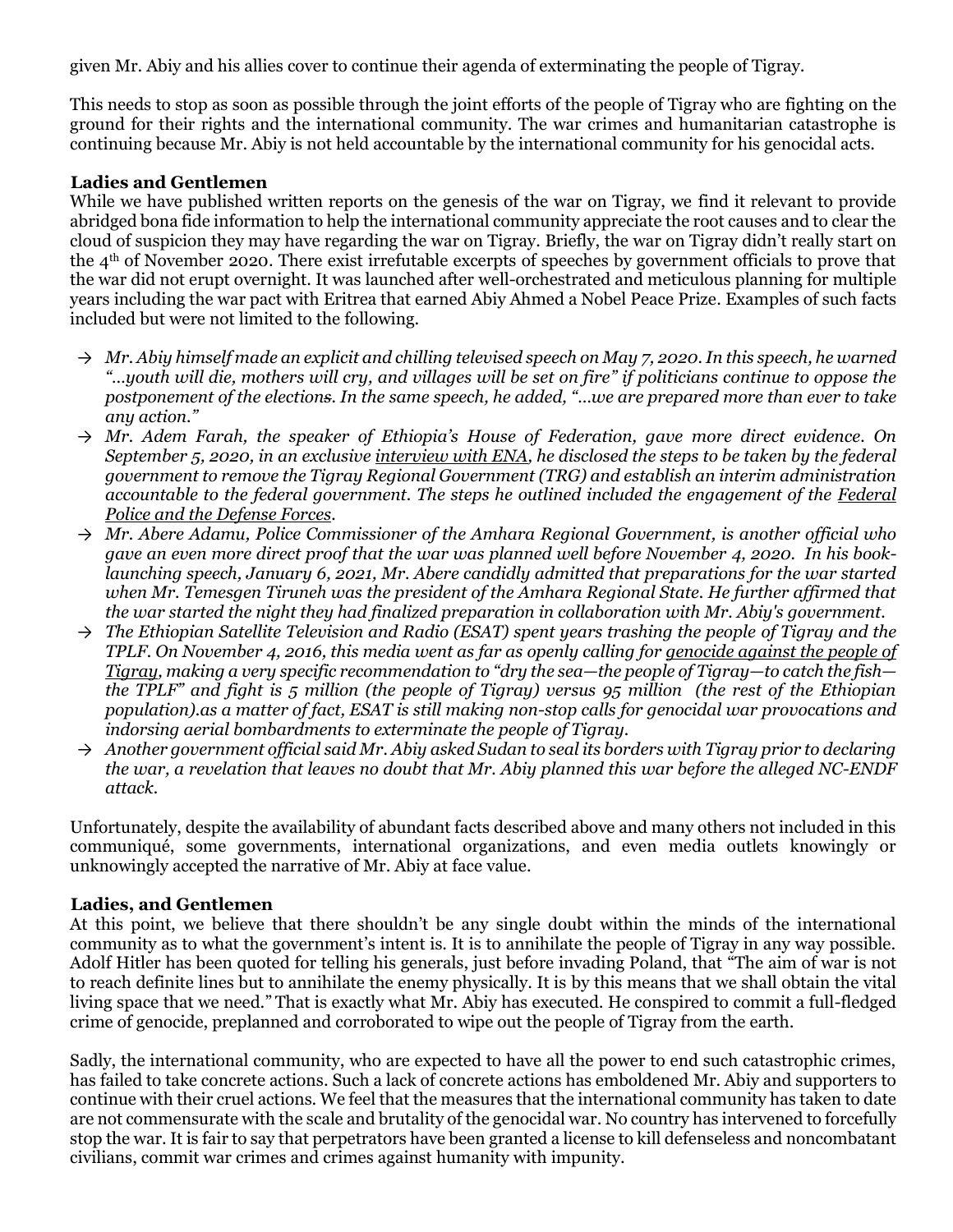given Mr. Abiy and his allies cover to continue their agenda of exterminating the people of Tigray.

This needs to stop as soon as possible through the joint efforts of the people of Tigray who are fighting on the ground for their rights and the international community. The war crimes and humanitarian catastrophe is continuing because Mr. Abiy is not held accountable by the international community for his genocidal acts.

**Ladies and Gentlemen**

While we have published written reports on the genesis of the war on Tigray, we find it relevant to provide abridged bona fide information to help the international community appreciate the root causes and to clear the cloud of suspicion they may have regarding the war on Tigray. Briefly, the war on Tigray didn't really start on the 4th of November 2020. There exist irrefutable excerpts of speeches by government officials to prove that the war did not erupt overnight. It was launched after well-orchestrated and meticulous planning for multiple years including the war pact with Eritrea that earned Abiy Ahmed a Nobel Peace Prize. Examples of such facts included but were not limited to the following.

- → *Mr. Abiy himself made an explicit and chilling televised speech on May 7, 2020. In this speech, he warned "…youth will die, mothers will cry, and villages will be set on fire" if politicians continue to oppose the postponement of the elections. In the same speech, he added, "…we are prepared more than ever to take any action."*
- → *Mr. Adem Farah, the speaker of Ethiopia's House of Federation, gave more direct evidence. On September 5, 2020, in an exclusive interview with ENA, he disclosed the steps to be taken by the federal government to remove the Tigray Regional Government (TRG) and establish an interim administration accountable to the federal government. The steps he outlined included the engagement of the Federal Police and the Defense Forces.*
- → *Mr. Abere Adamu, Police Commissioner of the Amhara Regional Government, is another official who gave an even more direct proof that the war was planned well before November 4, 2020. In his book-launching speech, January 6, 2021, Mr. Abere candidly admitted that preparations for the war started when Mr. Temesgen Tiruneh was the president of the Amhara Regional State. He further affirmed that the war started the night they had finalized preparation in collaboration with Mr. Abiy's government.*
- → *The Ethiopian Satellite Television and Radio (ESAT) spent years trashing the people of Tigray and the TPLF. On November 4, 2016, this media went as far as openly calling for genocide against the people of Tigray, making a very specific recommendation to "dry the sea—the people of Tigray—to catch the fish—the TPLF" and fight is 5 million (the people of Tigray) versus 95 million (the rest of the Ethiopian population).as a matter of fact, ESAT is still making non-stop calls for genocidal war provocations and indorsing aerial bombardments to exterminate the people of Tigray.*
- → *Another government official said Mr. Abiy asked Sudan to seal its borders with Tigray prior to declaring the war, a revelation that leaves no doubt that Mr. Abiy planned this war before the alleged NC-ENDF attack.*

Unfortunately, despite the availability of abundant facts described above and many others not included in this communiqué, some governments, international organizations, and even media outlets knowingly or unknowingly accepted the narrative of Mr. Abiy at face value.

**Ladies, and Gentlemen**

At this point, we believe that there shouldn't be any single doubt within the minds of the international community as to what the government's intent is. It is to annihilate the people of Tigray in any way possible. Adolf Hitler has been quoted for telling his generals, just before invading Poland, that "The aim of war is not to reach definite lines but to annihilate the enemy physically. It is by this means that we shall obtain the vital living space that we need." That is exactly what Mr. Abiy has executed. He conspired to commit a full-fledged crime of genocide, preplanned and corroborated to wipe out the people of Tigray from the earth.

Sadly, the international community, who are expected to have all the power to end such catastrophic crimes, has failed to take concrete actions. Such a lack of concrete actions has emboldened Mr. Abiy and supporters to continue with their cruel actions. We feel that the measures that the international community has taken to date are not commensurate with the scale and brutality of the genocidal war. No country has intervened to forcefully stop the war. It is fair to say that perpetrators have been granted a license to kill defenseless and noncombatant civilians, commit war crimes and crimes against humanity with impunity.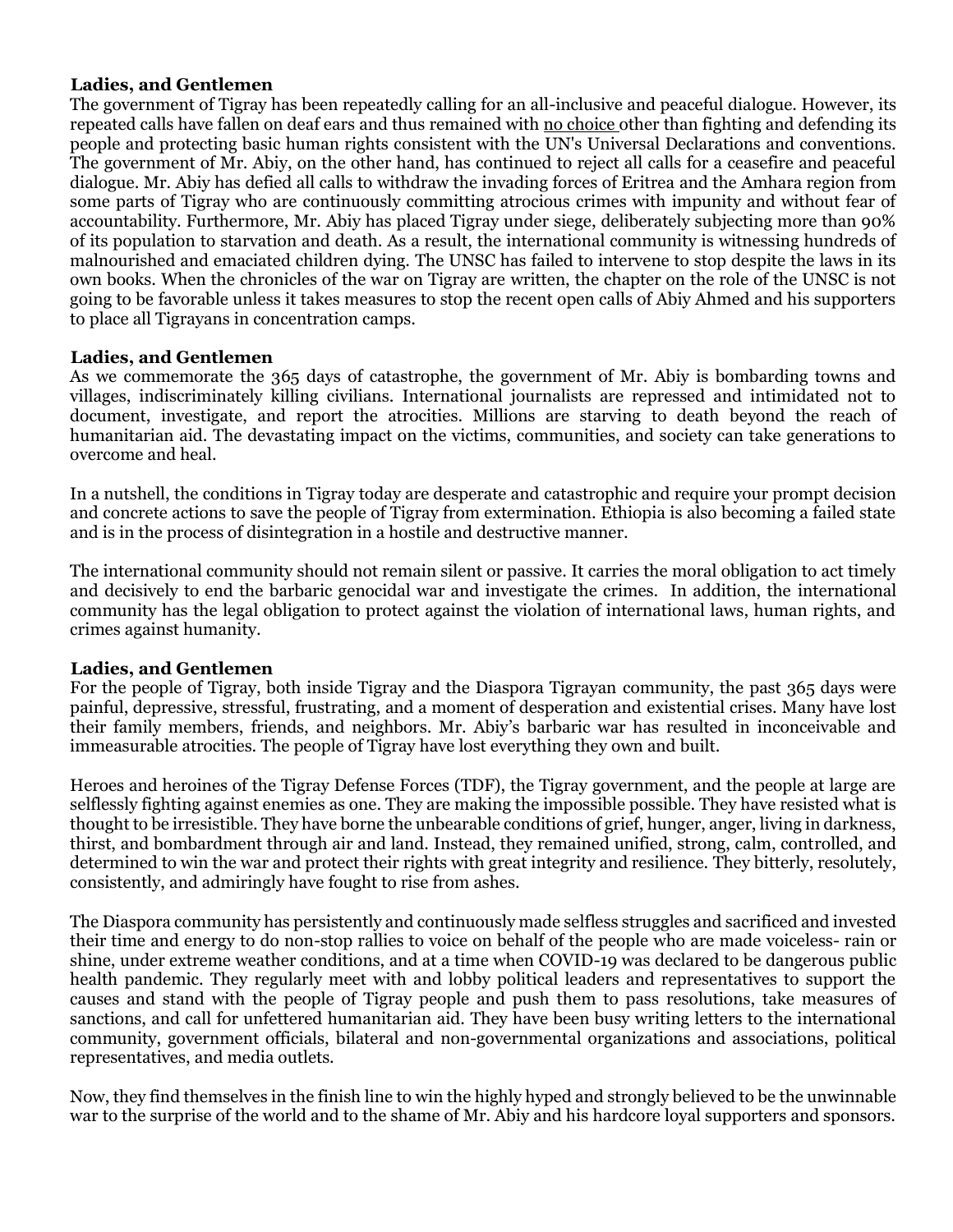**Ladies, and Gentlemen**

The government of Tigray has been repeatedly calling for an all-inclusive and peaceful dialogue. However, its repeated calls have fallen on deaf ears and thus remained with no choice other than fighting and defending its people and protecting basic human rights consistent with the UN's Universal Declarations and conventions. The government of Mr. Abiy, on the other hand, has continued to reject all calls for a ceasefire and peaceful dialogue. Mr. Abiy has defied all calls to withdraw the invading forces of Eritrea and the Amhara region from some parts of Tigray who are continuously committing atrocious crimes with impunity and without fear of accountability. Furthermore, Mr. Abiy has placed Tigray under siege, deliberately subjecting more than 90% of its population to starvation and death. As a result, the international community is witnessing hundreds of malnourished and emaciated children dying. The UNSC has failed to intervene to stop despite the laws in its own books. When the chronicles of the war on Tigray are written, the chapter on the role of the UNSC is not going to be favorable unless it takes measures to stop the recent open calls of Abiy Ahmed and his supporters to place all Tigrayans in concentration camps.

**Ladies, and Gentlemen**

As we commemorate the 365 days of catastrophe, the government of Mr. Abiy is bombarding towns and villages, indiscriminately killing civilians. International journalists are repressed and intimidated not to document, investigate, and report the atrocities. Millions are starving to death beyond the reach of humanitarian aid. The devastating impact on the victims, communities, and society can take generations to overcome and heal.

In a nutshell, the conditions in Tigray today are desperate and catastrophic and require your prompt decision and concrete actions to save the people of Tigray from extermination. Ethiopia is also becoming a failed state and is in the process of disintegration in a hostile and destructive manner.

The international community should not remain silent or passive. It carries the moral obligation to act timely and decisively to end the barbaric genocidal war and investigate the crimes. In addition, the international community has the legal obligation to protect against the violation of international laws, human rights, and crimes against humanity.

**Ladies, and Gentlemen**

For the people of Tigray, both inside Tigray and the Diaspora Tigrayan community, the past 365 days were painful, depressive, stressful, frustrating, and a moment of desperation and existential crises. Many have lost their family members, friends, and neighbors. Mr. Abiy's barbaric war has resulted in inconceivable and immeasurable atrocities. The people of Tigray have lost everything they own and built.

Heroes and heroines of the Tigray Defense Forces (TDF), the Tigray government, and the people at large are selflessly fighting against enemies as one. They are making the impossible possible. They have resisted what is thought to be irresistible. They have borne the unbearable conditions of grief, hunger, anger, living in darkness, thirst, and bombardment through air and land. Instead, they remained unified, strong, calm, controlled, and determined to win the war and protect their rights with great integrity and resilience. They bitterly, resolutely, consistently, and admiringly have fought to rise from ashes.

The Diaspora community has persistently and continuously made selfless struggles and sacrificed and invested their time and energy to do non-stop rallies to voice on behalf of the people who are made voiceless- rain or shine, under extreme weather conditions, and at a time when COVID-19 was declared to be dangerous public health pandemic. They regularly meet with and lobby political leaders and representatives to support the causes and stand with the people of Tigray people and push them to pass resolutions, take measures of sanctions, and call for unfettered humanitarian aid. They have been busy writing letters to the international community, government officials, bilateral and non-governmental organizations and associations, political representatives, and media outlets.

Now, they find themselves in the finish line to win the highly hyped and strongly believed to be the unwinnable war to the surprise of the world and to the shame of Mr. Abiy and his hardcore loyal supporters and sponsors.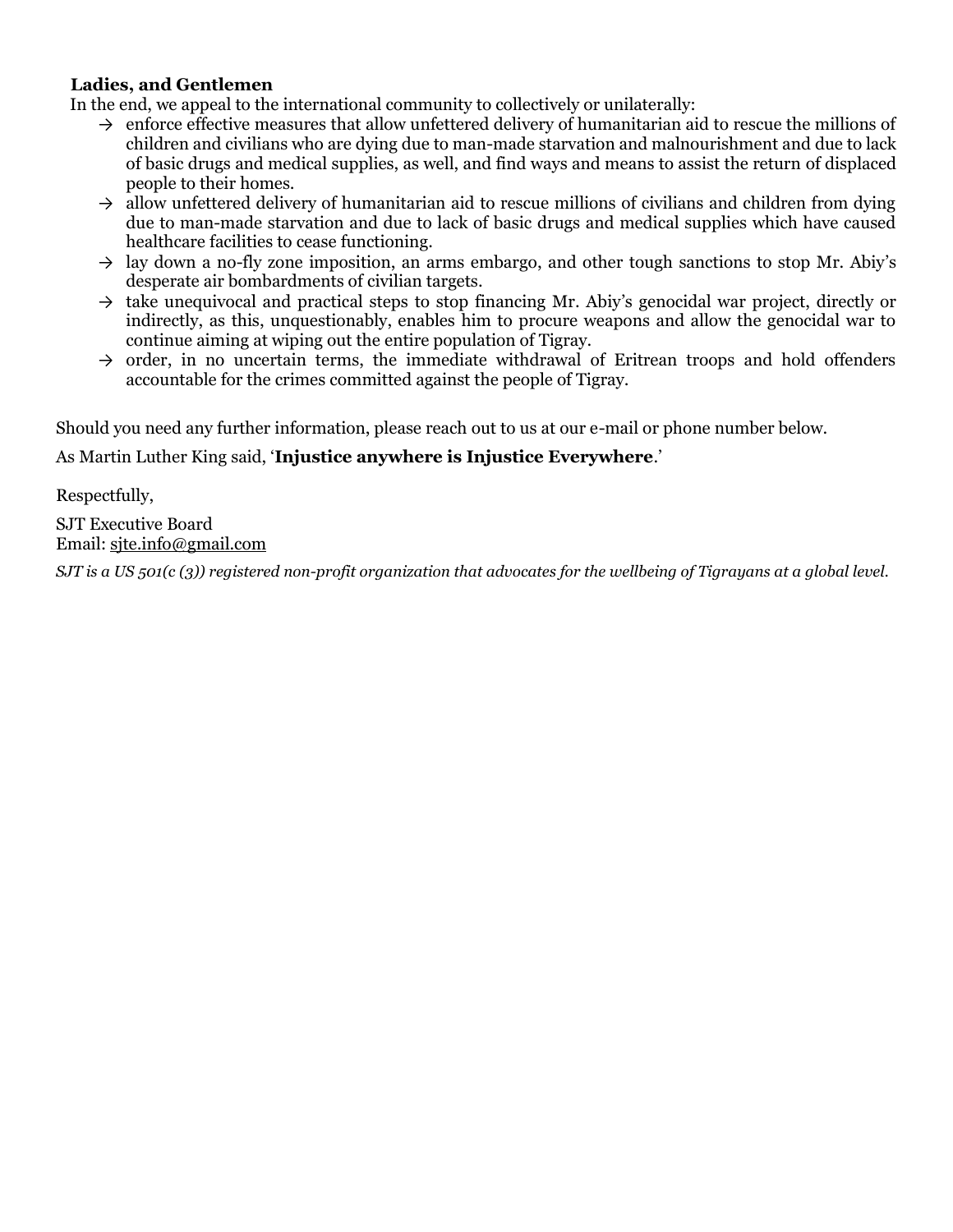**Ladies, and Gentlemen**

In the end, we appeal to the international community to collectively or unilaterally:

- → enforce effective measures that allow unfettered delivery of humanitarian aid to rescue the millions of children and civilians who are dying due to man-made starvation and malnourishment and due to lack of basic drugs and medical supplies, as well, and find ways and means to assist the return of displaced people to their homes.
- → allow unfettered delivery of humanitarian aid to rescue millions of civilians and children from dying due to man-made starvation and due to lack of basic drugs and medical supplies which have caused healthcare facilities to cease functioning.
- → lay down a no-fly zone imposition, an arms embargo, and other tough sanctions to stop Mr. Abiy's desperate air bombardments of civilian targets.
- → take unequivocal and practical steps to stop financing Mr. Abiy's genocidal war project, directly or indirectly, as this, unquestionably, enables him to procure weapons and allow the genocidal war to continue aiming at wiping out the entire population of Tigray.
- → order, in no uncertain terms, the immediate withdrawal of Eritrean troops and hold offenders accountable for the crimes committed against the people of Tigray.

Should you need any further information, please reach out to us at our e-mail or phone number below.

As Martin Luther King said, '**Injustice anywhere is Injustice Everywhere**.'

Respectfully,

SJT Executive Board
Email: sjte.info@gmail.com

*SJT is a US 501(c (3)) registered non-profit organization that advocates for the wellbeing of Tigrayans at a global level.*